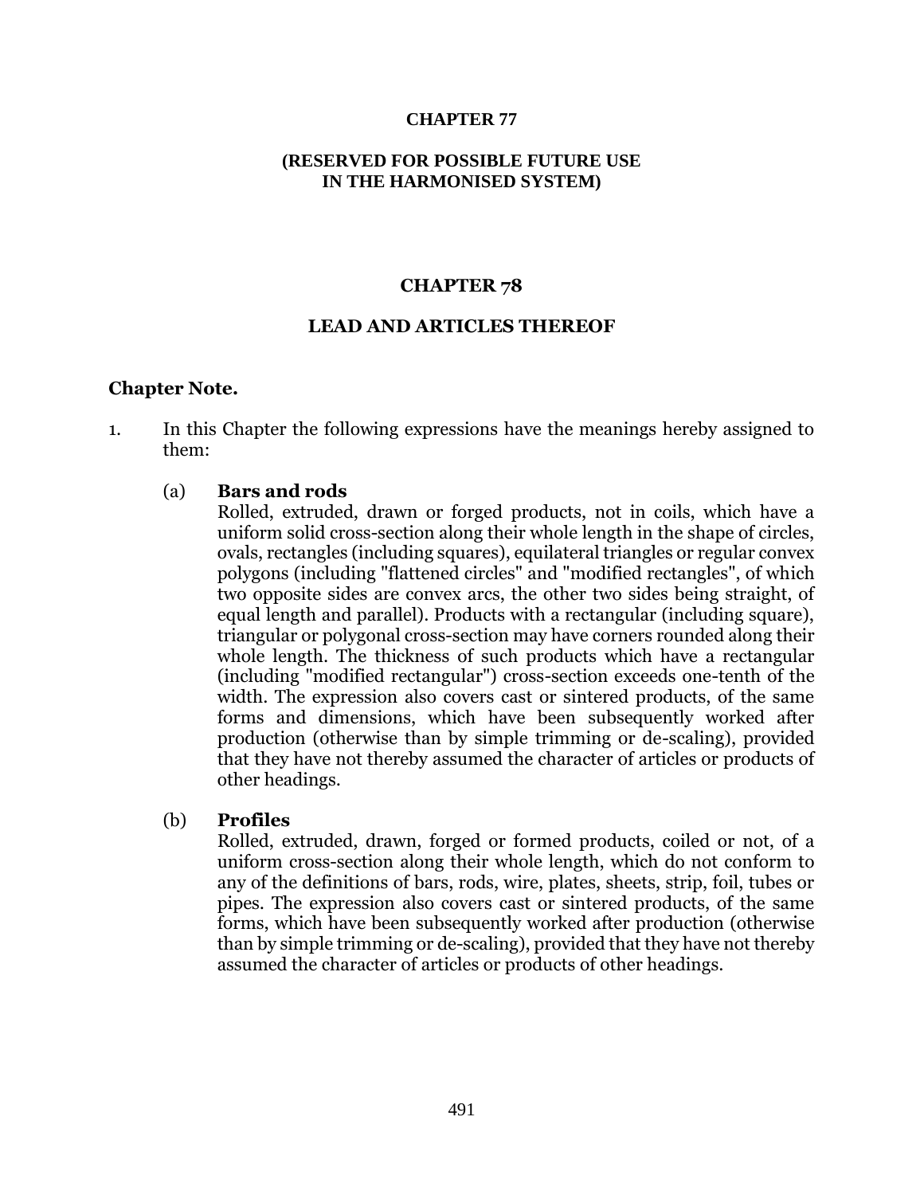# CHAPTER 77

## (RESERVED FOR POSSIBLE FUTURE USE IN THE HARMONISED SYSTEM)

# CHAPTER 78

## LEAD AND ARTICLES THEREOF

**Chapter Note.**

1. In this Chapter the following expressions have the meanings hereby assigned to them:

   (a) **Bars and rods**
   Rolled, extruded, drawn or forged products, not in coils, which have a uniform solid cross-section along their whole length in the shape of circles, ovals, rectangles (including squares), equilateral triangles or regular convex polygons (including "flattened circles" and "modified rectangles", of which two opposite sides are convex arcs, the other two sides being straight, of equal length and parallel). Products with a rectangular (including square), triangular or polygonal cross-section may have corners rounded along their whole length. The thickness of such products which have a rectangular (including "modified rectangular") cross-section exceeds one-tenth of the width. The expression also covers cast or sintered products, of the same forms and dimensions, which have been subsequently worked after production (otherwise than by simple trimming or de-scaling), provided that they have not thereby assumed the character of articles or products of other headings.

   (b) **Profiles**
   Rolled, extruded, drawn, forged or formed products, coiled or not, of a uniform cross-section along their whole length, which do not conform to any of the definitions of bars, rods, wire, plates, sheets, strip, foil, tubes or pipes. The expression also covers cast or sintered products, of the same forms, which have been subsequently worked after production (otherwise than by simple trimming or de-scaling), provided that they have not thereby assumed the character of articles or products of other headings.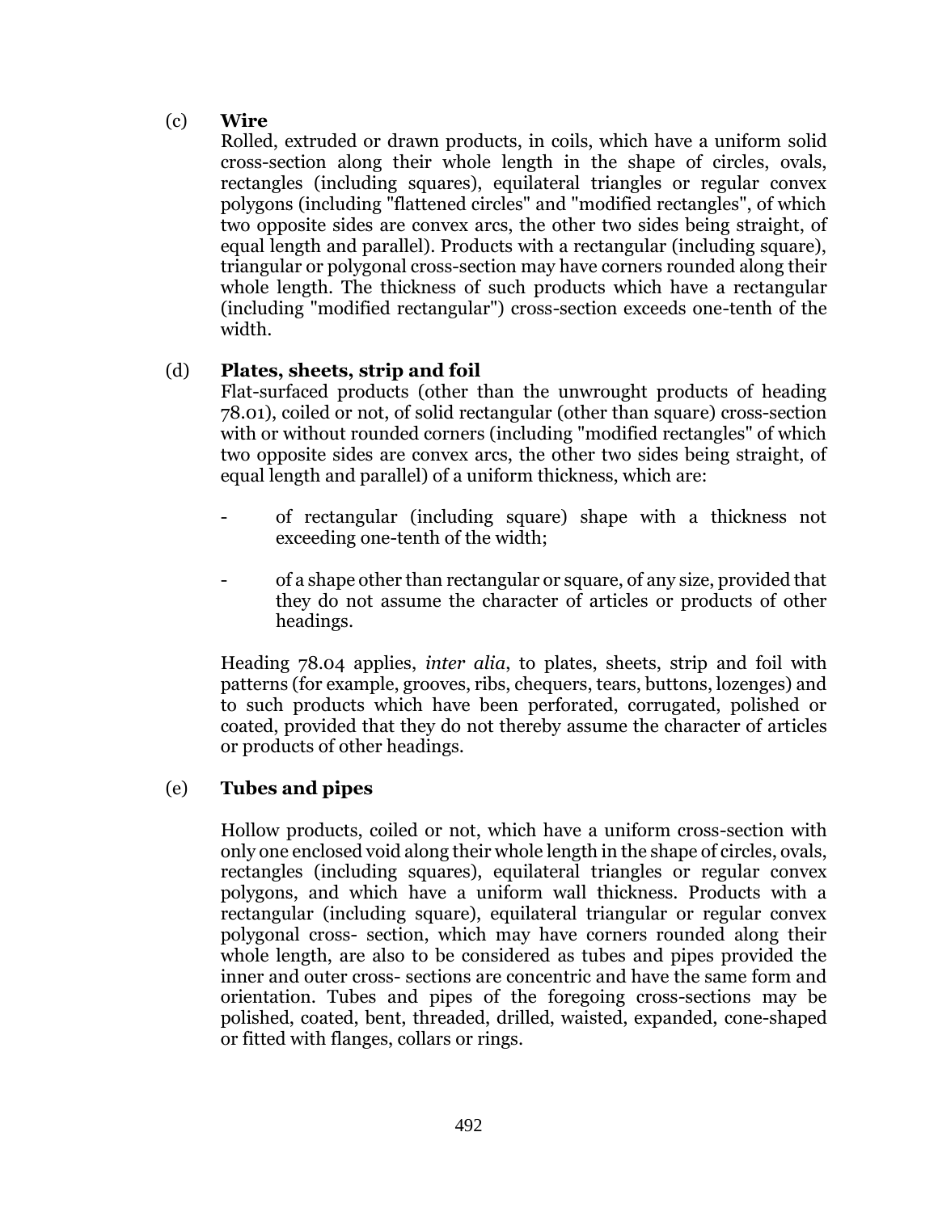(c) **Wire**

Rolled, extruded or drawn products, in coils, which have a uniform solid cross-section along their whole length in the shape of circles, ovals, rectangles (including squares), equilateral triangles or regular convex polygons (including "flattened circles" and "modified rectangles", of which two opposite sides are convex arcs, the other two sides being straight, of equal length and parallel). Products with a rectangular (including square), triangular or polygonal cross-section may have corners rounded along their whole length. The thickness of such products which have a rectangular (including "modified rectangular") cross-section exceeds one-tenth of the width.

(d) **Plates, sheets, strip and foil**

Flat-surfaced products (other than the unwrought products of heading 78.01), coiled or not, of solid rectangular (other than square) cross-section with or without rounded corners (including "modified rectangles" of which two opposite sides are convex arcs, the other two sides being straight, of equal length and parallel) of a uniform thickness, which are:

- of rectangular (including square) shape with a thickness not exceeding one-tenth of the width;

- of a shape other than rectangular or square, of any size, provided that they do not assume the character of articles or products of other headings.

Heading 78.04 applies, *inter alia*, to plates, sheets, strip and foil with patterns (for example, grooves, ribs, chequers, tears, buttons, lozenges) and to such products which have been perforated, corrugated, polished or coated, provided that they do not thereby assume the character of articles or products of other headings.

(e) **Tubes and pipes**

Hollow products, coiled or not, which have a uniform cross-section with only one enclosed void along their whole length in the shape of circles, ovals, rectangles (including squares), equilateral triangles or regular convex polygons, and which have a uniform wall thickness. Products with a rectangular (including square), equilateral triangular or regular convex polygonal cross- section, which may have corners rounded along their whole length, are also to be considered as tubes and pipes provided the inner and outer cross- sections are concentric and have the same form and orientation. Tubes and pipes of the foregoing cross-sections may be polished, coated, bent, threaded, drilled, waisted, expanded, cone-shaped or fitted with flanges, collars or rings.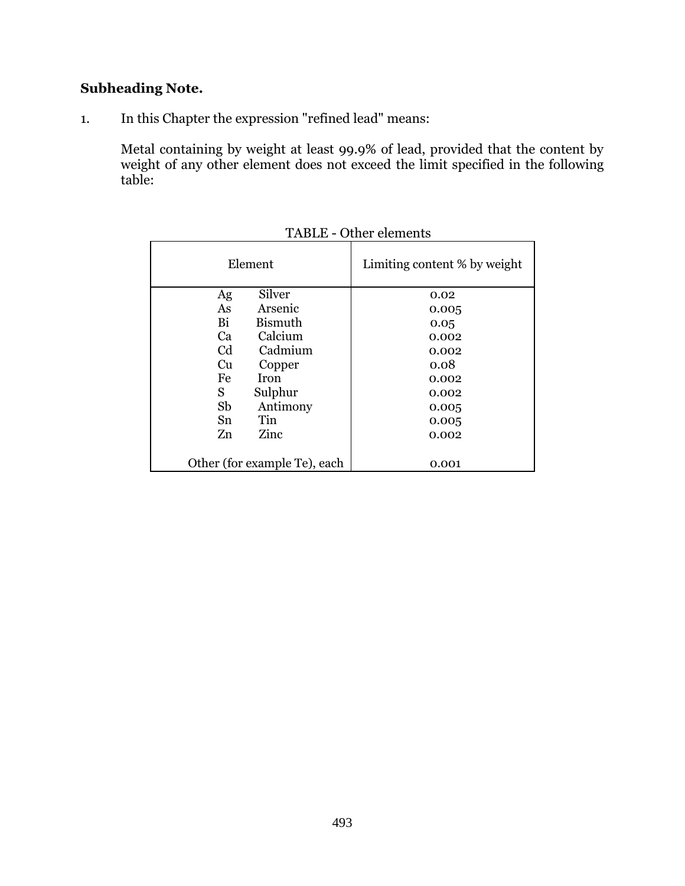**Subheading Note.**

1. In this Chapter the expression "refined lead" means:

   Metal containing by weight at least 99.9% of lead, provided that the content by weight of any other element does not exceed the limit specified in the following table:

TABLE - Other elements

| Element | Limiting content % by weight |
|---|---|
| Ag Silver | 0.02 |
| As Arsenic | 0.005 |
| Bi Bismuth | 0.05 |
| Ca Calcium | 0.002 |
| Cd Cadmium | 0.002 |
| Cu Copper | 0.08 |
| Fe Iron | 0.002 |
| S Sulphur | 0.002 |
| Sb Antimony | 0.005 |
| Sn Tin | 0.005 |
| Zn Zinc | 0.002 |
| Other (for example Te), each | 0.001 |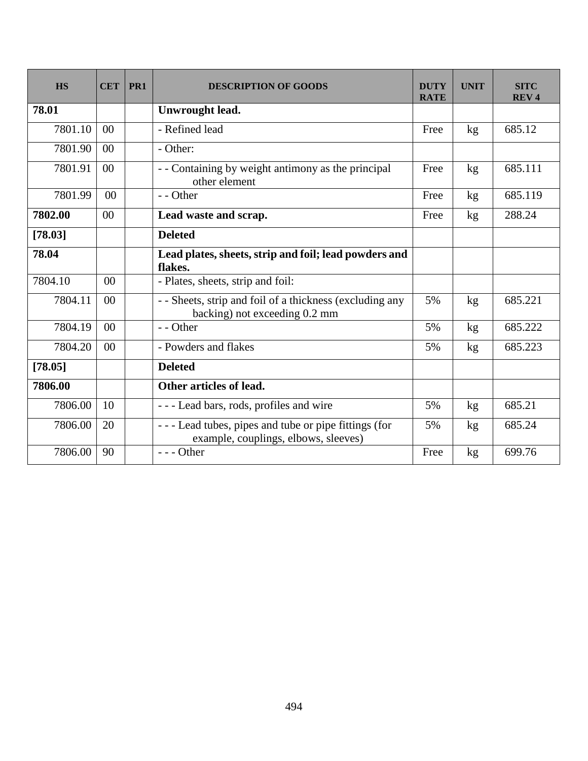| HS | CET | PR1 | DESCRIPTION OF GOODS | DUTY RATE | UNIT | SITC REV 4 |
|---|---|---|---|---|---|---|
| **78.01** | | | **Unwrought lead.** | | | |
| 7801.10 | 00 | | - Refined lead | Free | kg | 685.12 |
| 7801.90 | 00 | | - Other: | | | |
| 7801.91 | 00 | | - - Containing by weight antimony as the principal other element | Free | kg | 685.111 |
| 7801.99 | 00 | | - - Other | Free | kg | 685.119 |
| **7802.00** | 00 | | **Lead waste and scrap.** | Free | kg | 288.24 |
| **[78.03]** | | | **Deleted** | | | |
| **78.04** | | | **Lead plates, sheets, strip and foil; lead powders and flakes.** | | | |
| 7804.10 | 00 | | - Plates, sheets, strip and foil: | | | |
| 7804.11 | 00 | | - - Sheets, strip and foil of a thickness (excluding any backing) not exceeding 0.2 mm | 5% | kg | 685.221 |
| 7804.19 | 00 | | - - Other | 5% | kg | 685.222 |
| 7804.20 | 00 | | - Powders and flakes | 5% | kg | 685.223 |
| **[78.05]** | | | **Deleted** | | | |
| **7806.00** | | | **Other articles of lead.** | | | |
| 7806.00 | 10 | | - - - Lead bars, rods, profiles and wire | 5% | kg | 685.21 |
| 7806.00 | 20 | | - - - Lead tubes, pipes and tube or pipe fittings (for example, couplings, elbows, sleeves) | 5% | kg | 685.24 |
| 7806.00 | 90 | | - - - Other | Free | kg | 699.76 |